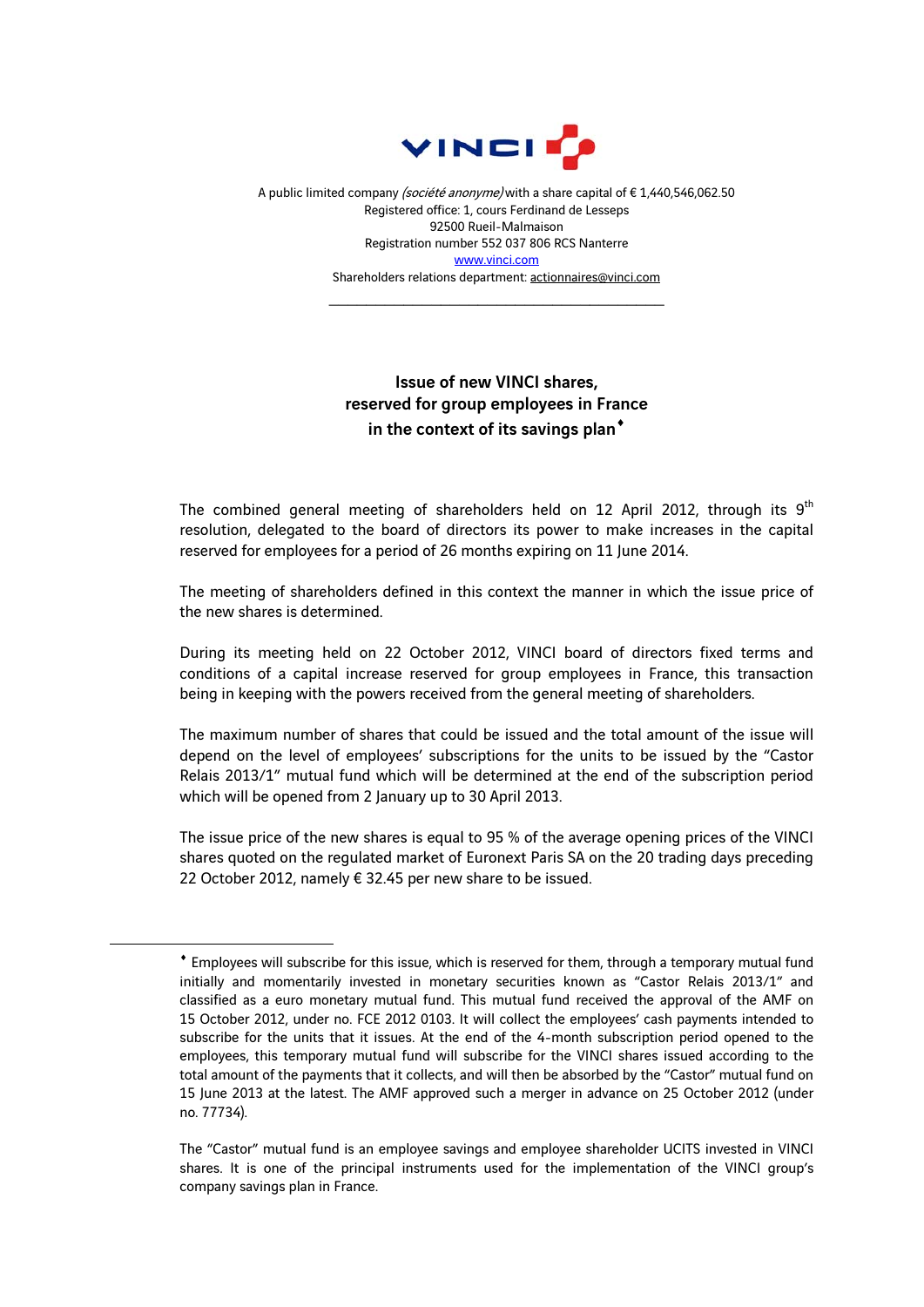A public limited company *(société anonyme)* with a share capital of € 1,440,546,062.50
Registered office: 1, cours Ferdinand de Lesseps
92500 Rueil-Malmaison
Registration number 552 037 806 RCS Nanterre
www.vinci.com
Shareholders relations department: actionnaires@vinci.com

---

## Issue of new VINCI shares, reserved for group employees in France in the context of its savings plan♦

The combined general meeting of shareholders held on 12 April 2012, through its 9th resolution, delegated to the board of directors its power to make increases in the capital reserved for employees for a period of 26 months expiring on 11 June 2014.

The meeting of shareholders defined in this context the manner in which the issue price of the new shares is determined.

During its meeting held on 22 October 2012, VINCI board of directors fixed terms and conditions of a capital increase reserved for group employees in France, this transaction being in keeping with the powers received from the general meeting of shareholders.

The maximum number of shares that could be issued and the total amount of the issue will depend on the level of employees' subscriptions for the units to be issued by the "Castor Relais 2013/1" mutual fund which will be determined at the end of the subscription period which will be opened from 2 January up to 30 April 2013.

The issue price of the new shares is equal to 95 % of the average opening prices of the VINCI shares quoted on the regulated market of Euronext Paris SA on the 20 trading days preceding 22 October 2012, namely € 32.45 per new share to be issued.

---

♦ Employees will subscribe for this issue, which is reserved for them, through a temporary mutual fund initially and momentarily invested in monetary securities known as "Castor Relais 2013/1" and classified as a euro monetary mutual fund. This mutual fund received the approval of the AMF on 15 October 2012, under no. FCE 2012 0103. It will collect the employees' cash payments intended to subscribe for the units that it issues. At the end of the 4-month subscription period opened to the employees, this temporary mutual fund will subscribe for the VINCI shares issued according to the total amount of the payments that it collects, and will then be absorbed by the "Castor" mutual fund on 15 June 2013 at the latest. The AMF approved such a merger in advance on 25 October 2012 (under no. 77734).

The "Castor" mutual fund is an employee savings and employee shareholder UCITS invested in VINCI shares. It is one of the principal instruments used for the implementation of the VINCI group's company savings plan in France.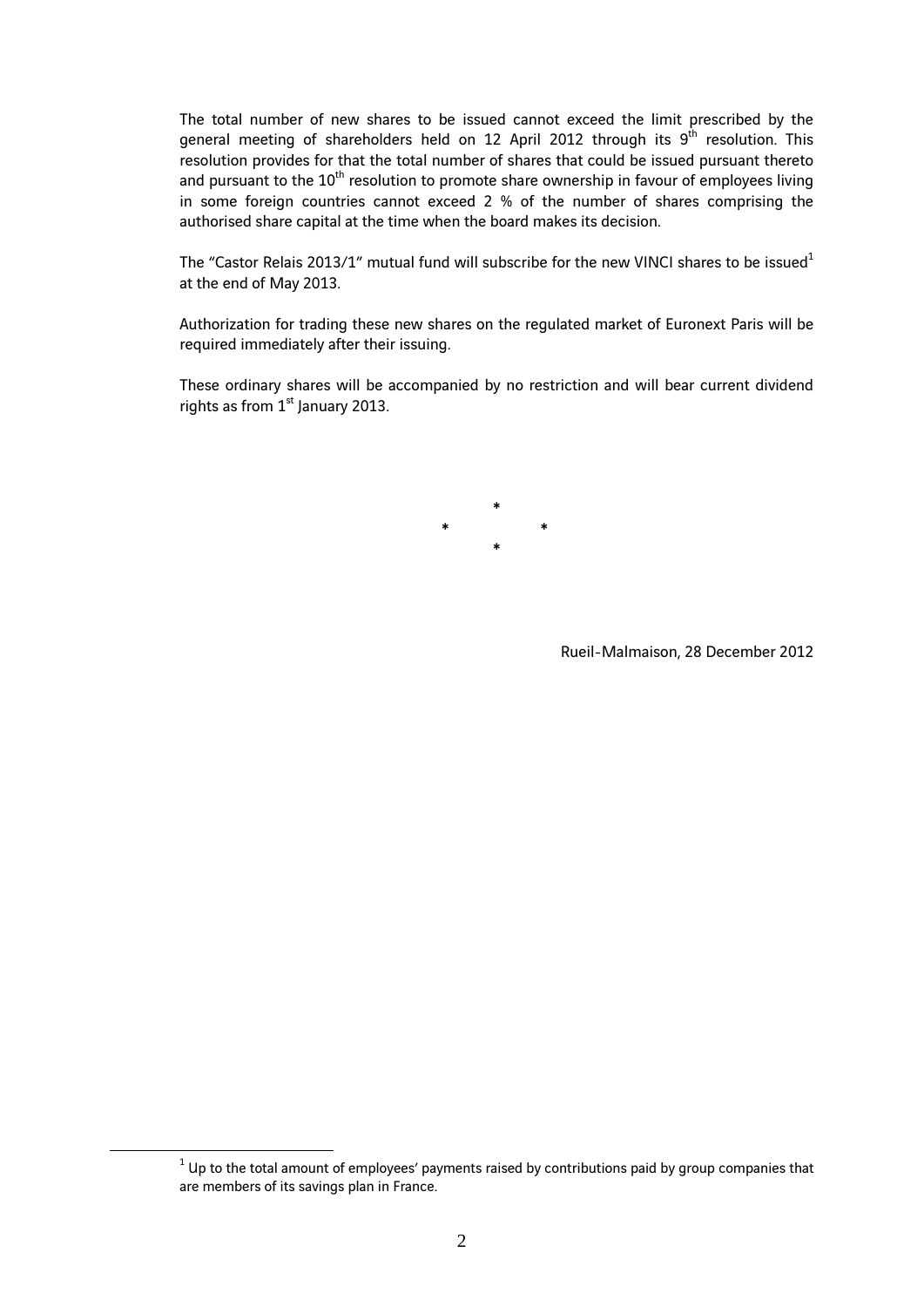The total number of new shares to be issued cannot exceed the limit prescribed by the general meeting of shareholders held on 12 April 2012 through its 9th resolution. This resolution provides for that the total number of shares that could be issued pursuant thereto and pursuant to the 10th resolution to promote share ownership in favour of employees living in some foreign countries cannot exceed 2 % of the number of shares comprising the authorised share capital at the time when the board makes its decision.

The "Castor Relais 2013/1" mutual fund will subscribe for the new VINCI shares to be issued[1] at the end of May 2013.

Authorization for trading these new shares on the regulated market of Euronext Paris will be required immediately after their issuing.

These ordinary shares will be accompanied by no restriction and will bear current dividend rights as from 1st January 2013.

\*

\* \*

\*

Rueil-Malmaison, 28 December 2012

[1] Up to the total amount of employees' payments raised by contributions paid by group companies that are members of its savings plan in France.